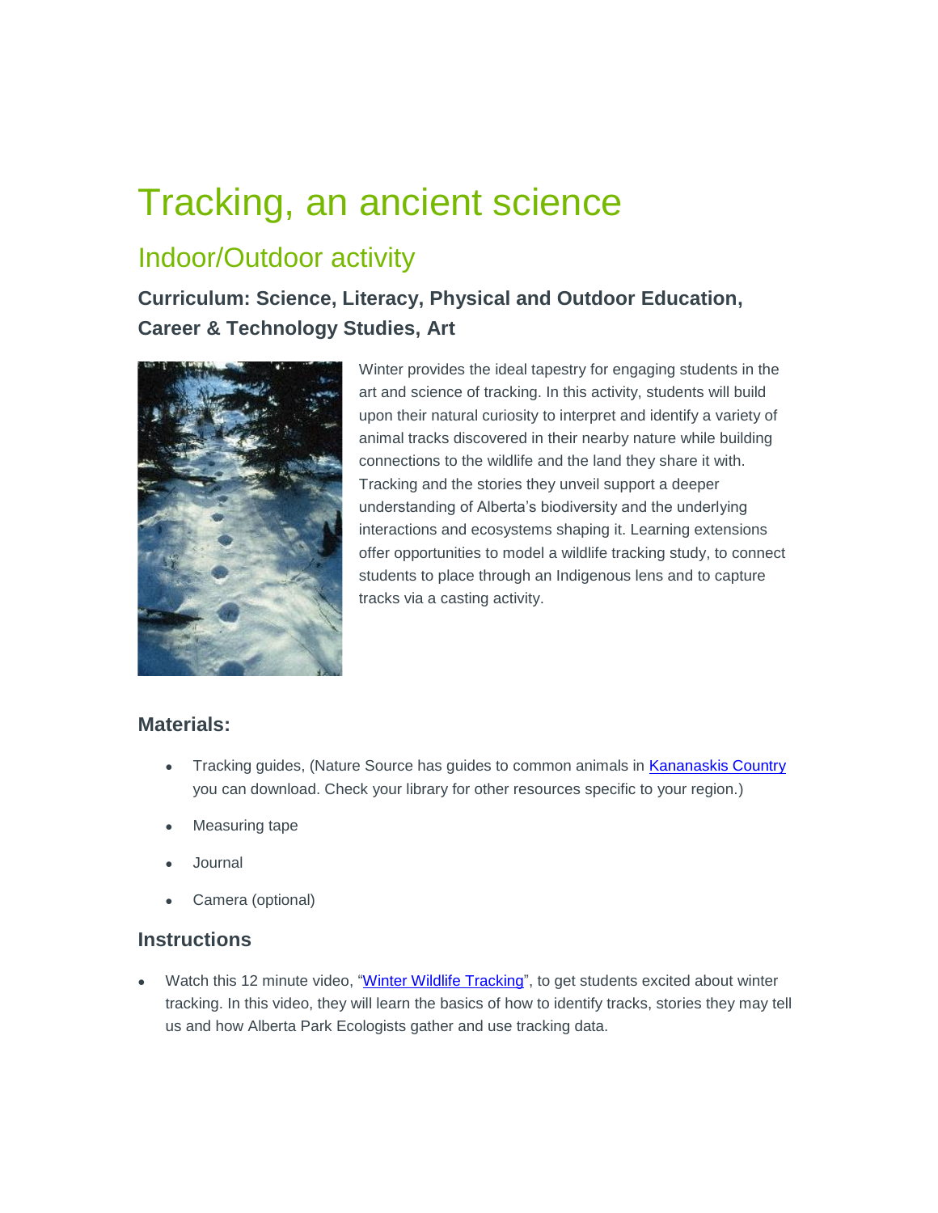# Tracking, an ancient science

## Indoor/Outdoor activity

### Curriculum: Science, Literacy, Physical and Outdoor Education, Career & Technology Studies, Art

Winter provides the ideal tapestry for engaging students in the art and science of tracking. In this activity, students will build upon their natural curiosity to interpret and identify a variety of animal tracks discovered in their nearby nature while building connections to the wildlife and the land they share it with. Tracking and the stories they unveil support a deeper understanding of Alberta's biodiversity and the underlying interactions and ecosystems shaping it. Learning extensions offer opportunities to model a wildlife tracking study, to connect students to place through an Indigenous lens and to capture tracks via a casting activity.

### Materials:

- Tracking guides, (Nature Source has guides to common animals in Kananaskis Country you can download. Check your library for other resources specific to your region.)
- Measuring tape
- Journal
- Camera (optional)

### Instructions

- Watch this 12 minute video, "Winter Wildlife Tracking", to get students excited about winter tracking. In this video, they will learn the basics of how to identify tracks, stories they may tell us and how Alberta Park Ecologists gather and use tracking data.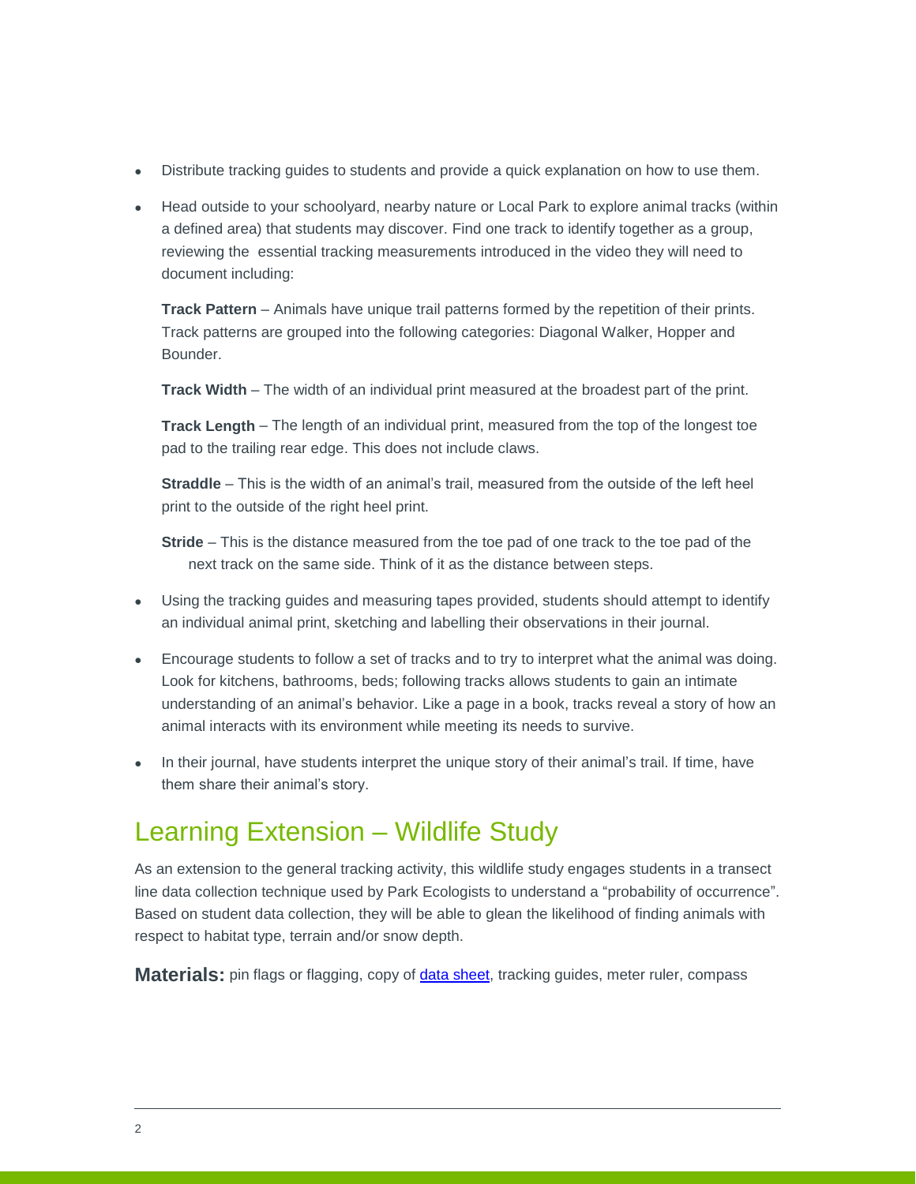- Distribute tracking guides to students and provide a quick explanation on how to use them.
- Head outside to your schoolyard, nearby nature or Local Park to explore animal tracks (within a defined area) that students may discover. Find one track to identify together as a group, reviewing the essential tracking measurements introduced in the video they will need to document including:

  **Track Pattern** – Animals have unique trail patterns formed by the repetition of their prints. Track patterns are grouped into the following categories: Diagonal Walker, Hopper and Bounder.

  **Track Width** – The width of an individual print measured at the broadest part of the print.

  **Track Length** – The length of an individual print, measured from the top of the longest toe pad to the trailing rear edge. This does not include claws.

  **Straddle** – This is the width of an animal's trail, measured from the outside of the left heel print to the outside of the right heel print.

  **Stride** – This is the distance measured from the toe pad of one track to the toe pad of the next track on the same side. Think of it as the distance between steps.

- Using the tracking guides and measuring tapes provided, students should attempt to identify an individual animal print, sketching and labelling their observations in their journal.
- Encourage students to follow a set of tracks and to try to interpret what the animal was doing. Look for kitchens, bathrooms, beds; following tracks allows students to gain an intimate understanding of an animal's behavior. Like a page in a book, tracks reveal a story of how an animal interacts with its environment while meeting its needs to survive.
- In their journal, have students interpret the unique story of their animal's trail. If time, have them share their animal's story.

## Learning Extension – Wildlife Study

As an extension to the general tracking activity, this wildlife study engages students in a transect line data collection technique used by Park Ecologists to understand a "probability of occurrence". Based on student data collection, they will be able to glean the likelihood of finding animals with respect to habitat type, terrain and/or snow depth.

**Materials:** pin flags or flagging, copy of data sheet, tracking guides, meter ruler, compass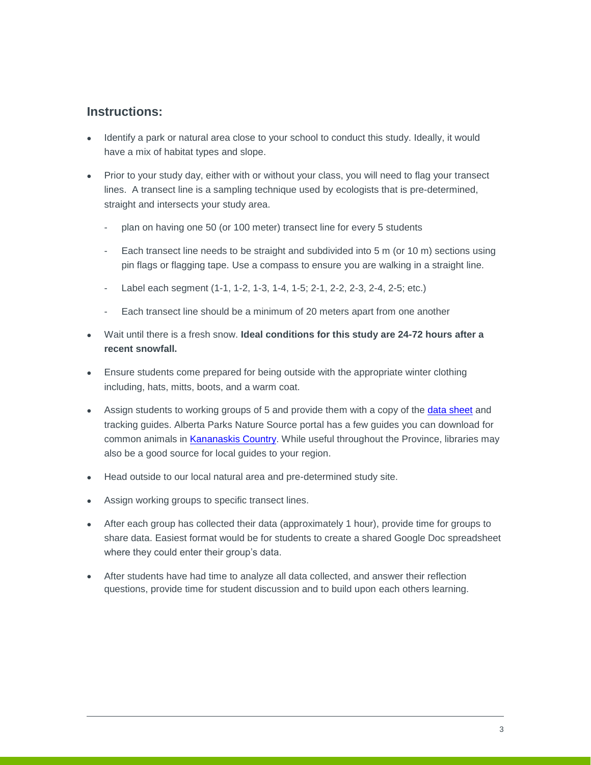## Instructions:

- Identify a park or natural area close to your school to conduct this study. Ideally, it would have a mix of habitat types and slope.
- Prior to your study day, either with or without your class, you will need to flag your transect lines. A transect line is a sampling technique used by ecologists that is pre-determined, straight and intersects your study area.
  - plan on having one 50 (or 100 meter) transect line for every 5 students
  - Each transect line needs to be straight and subdivided into 5 m (or 10 m) sections using pin flags or flagging tape. Use a compass to ensure you are walking in a straight line.
  - Label each segment (1-1, 1-2, 1-3, 1-4, 1-5; 2-1, 2-2, 2-3, 2-4, 2-5; etc.)
  - Each transect line should be a minimum of 20 meters apart from one another
- Wait until there is a fresh snow. **Ideal conditions for this study are 24-72 hours after a recent snowfall.**
- Ensure students come prepared for being outside with the appropriate winter clothing including, hats, mitts, boots, and a warm coat.
- Assign students to working groups of 5 and provide them with a copy of the [data sheet]() and tracking guides. Alberta Parks Nature Source portal has a few guides you can download for common animals in [Kananaskis Country](). While useful throughout the Province, libraries may also be a good source for local guides to your region.
- Head outside to our local natural area and pre-determined study site.
- Assign working groups to specific transect lines.
- After each group has collected their data (approximately 1 hour), provide time for groups to share data. Easiest format would be for students to create a shared Google Doc spreadsheet where they could enter their group's data.
- After students have had time to analyze all data collected, and answer their reflection questions, provide time for student discussion and to build upon each others learning.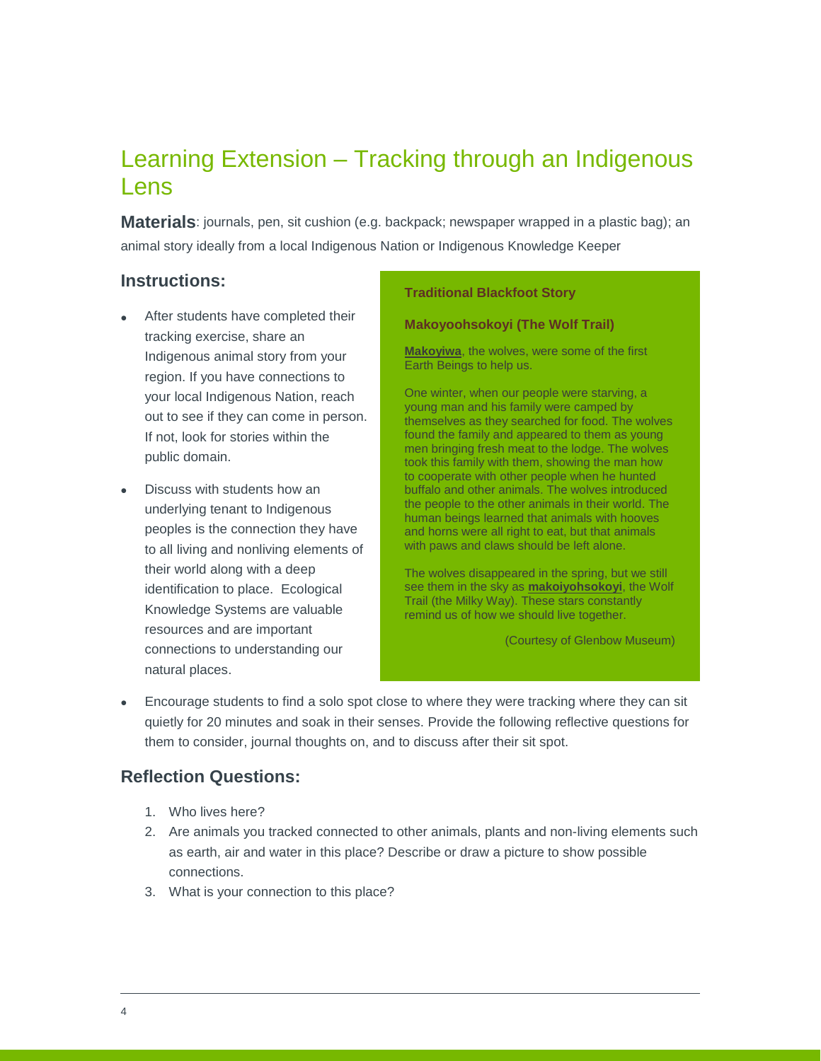# Learning Extension – Tracking through an Indigenous Lens

**Materials**: journals, pen, sit cushion (e.g. backpack; newspaper wrapped in a plastic bag); an animal story ideally from a local Indigenous Nation or Indigenous Knowledge Keeper

## Instructions:

- After students have completed their tracking exercise, share an Indigenous animal story from your region. If you have connections to your local Indigenous Nation, reach out to see if they can come in person. If not, look for stories within the public domain.
- Discuss with students how an underlying tenant to Indigenous peoples is the connection they have to all living and nonliving elements of their world along with a deep identification to place. Ecological Knowledge Systems are valuable resources and are important connections to understanding our natural places.

> **Traditional Blackfoot Story**
>
> **Makoyoohsokoyi (The Wolf Trail)**
>
> **Makoyiwa**, the wolves, were some of the first Earth Beings to help us.
>
> One winter, when our people were starving, a young man and his family were camped by themselves as they searched for food. The wolves found the family and appeared to them as young men bringing fresh meat to the lodge. The wolves took this family with them, showing the man how to cooperate with other people when he hunted buffalo and other animals. The wolves introduced the people to the other animals in their world. The human beings learned that animals with hooves and horns were all right to eat, but that animals with paws and claws should be left alone.
>
> The wolves disappeared in the spring, but we still see them in the sky as **makoiyohsokoyi**, the Wolf Trail (the Milky Way). These stars constantly remind us of how we should live together.
>
> (Courtesy of Glenbow Museum)

- Encourage students to find a solo spot close to where they were tracking where they can sit quietly for 20 minutes and soak in their senses. Provide the following reflective questions for them to consider, journal thoughts on, and to discuss after their sit spot.

## Reflection Questions:

1. Who lives here?
2. Are animals you tracked connected to other animals, plants and non-living elements such as earth, air and water in this place? Describe or draw a picture to show possible connections.
3. What is your connection to this place?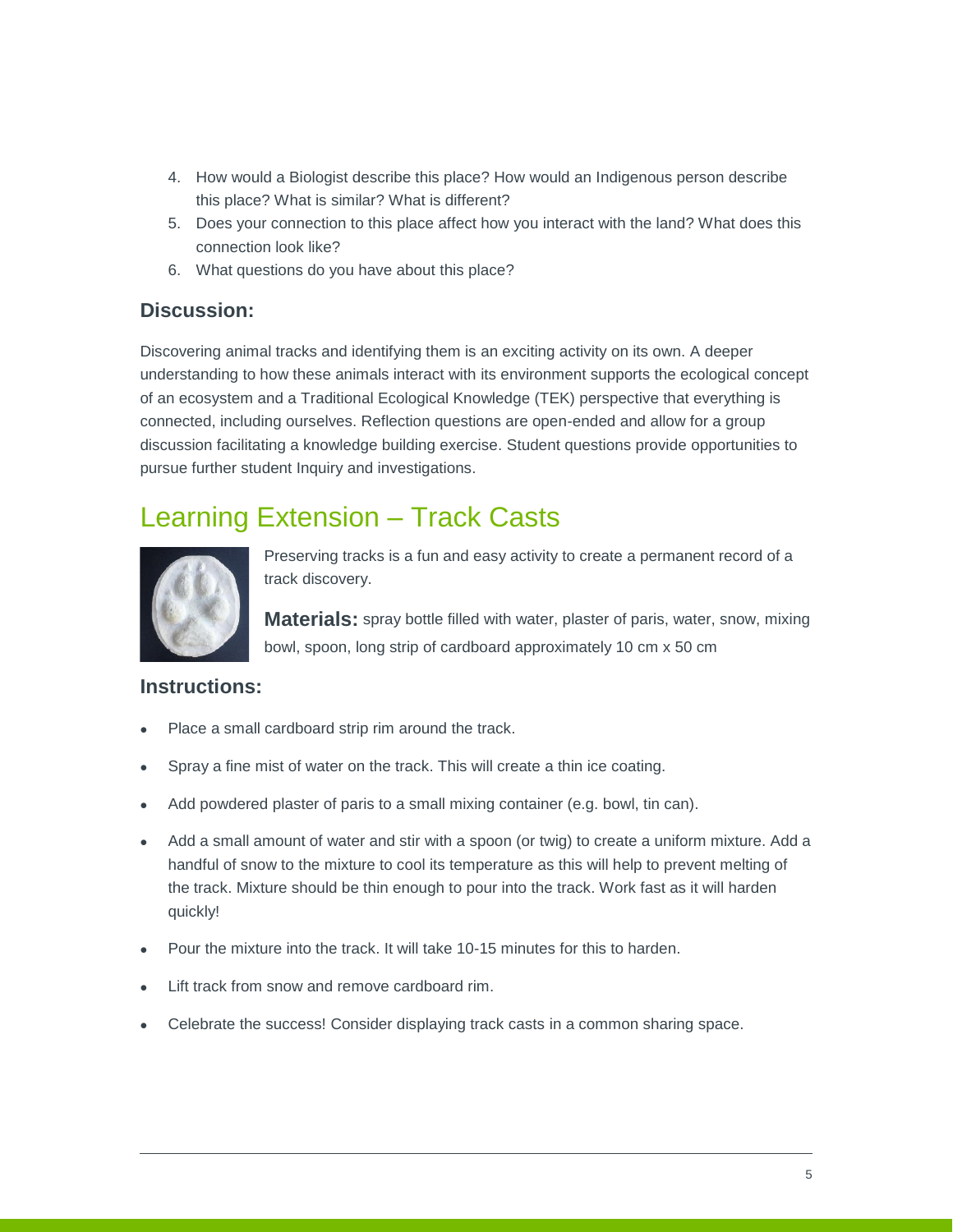4. How would a Biologist describe this place? How would an Indigenous person describe this place? What is similar? What is different?
5. Does your connection to this place affect how you interact with the land? What does this connection look like?
6. What questions do you have about this place?

### Discussion:

Discovering animal tracks and identifying them is an exciting activity on its own. A deeper understanding to how these animals interact with its environment supports the ecological concept of an ecosystem and a Traditional Ecological Knowledge (TEK) perspective that everything is connected, including ourselves. Reflection questions are open-ended and allow for a group discussion facilitating a knowledge building exercise. Student questions provide opportunities to pursue further student Inquiry and investigations.

## Learning Extension – Track Casts

Preserving tracks is a fun and easy activity to create a permanent record of a track discovery.

**Materials:** spray bottle filled with water, plaster of paris, water, snow, mixing bowl, spoon, long strip of cardboard approximately 10 cm x 50 cm

### Instructions:

- Place a small cardboard strip rim around the track.
- Spray a fine mist of water on the track. This will create a thin ice coating.
- Add powdered plaster of paris to a small mixing container (e.g. bowl, tin can).
- Add a small amount of water and stir with a spoon (or twig) to create a uniform mixture. Add a handful of snow to the mixture to cool its temperature as this will help to prevent melting of the track. Mixture should be thin enough to pour into the track. Work fast as it will harden quickly!
- Pour the mixture into the track. It will take 10-15 minutes for this to harden.
- Lift track from snow and remove cardboard rim.
- Celebrate the success! Consider displaying track casts in a common sharing space.